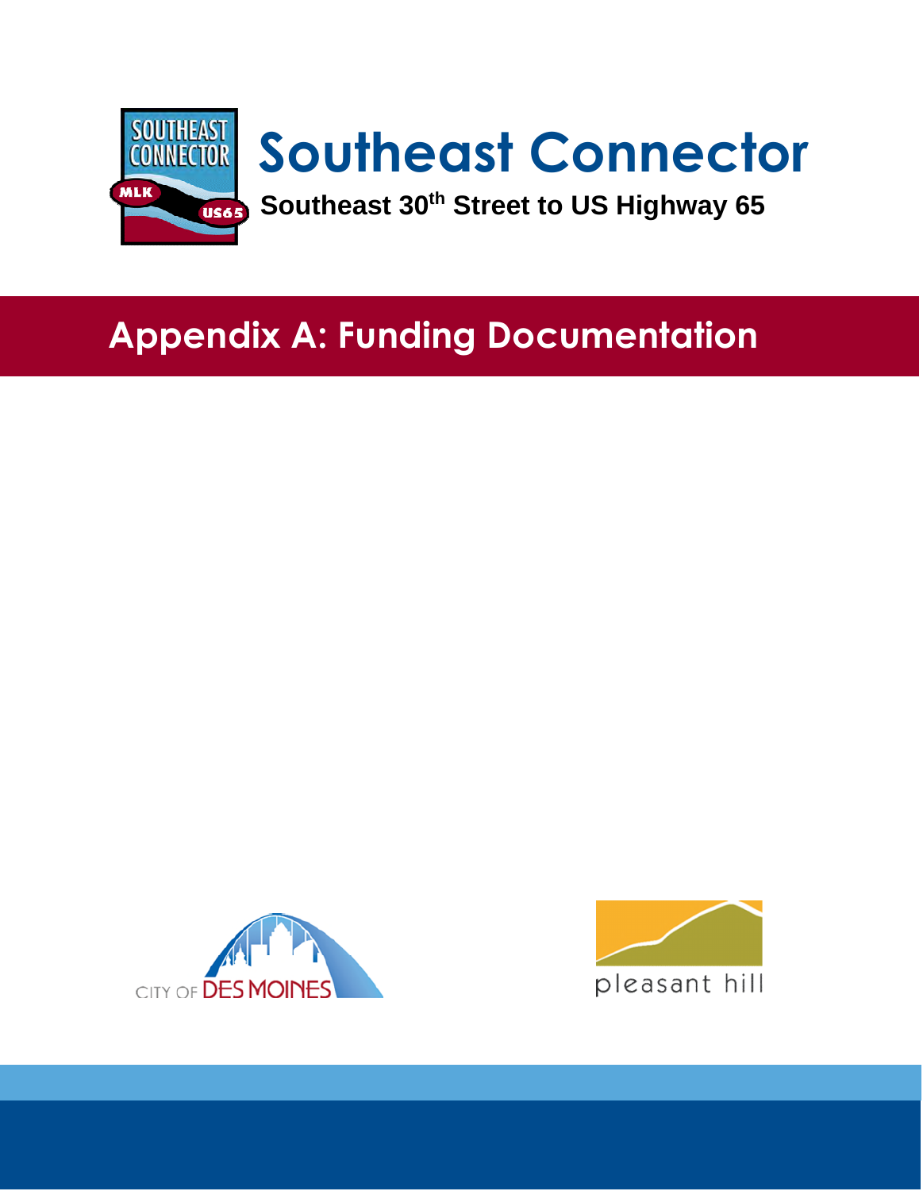# Southeast Connector

**Southeast 30th Street to US Highway 65**

## Appendix A: Funding Documentation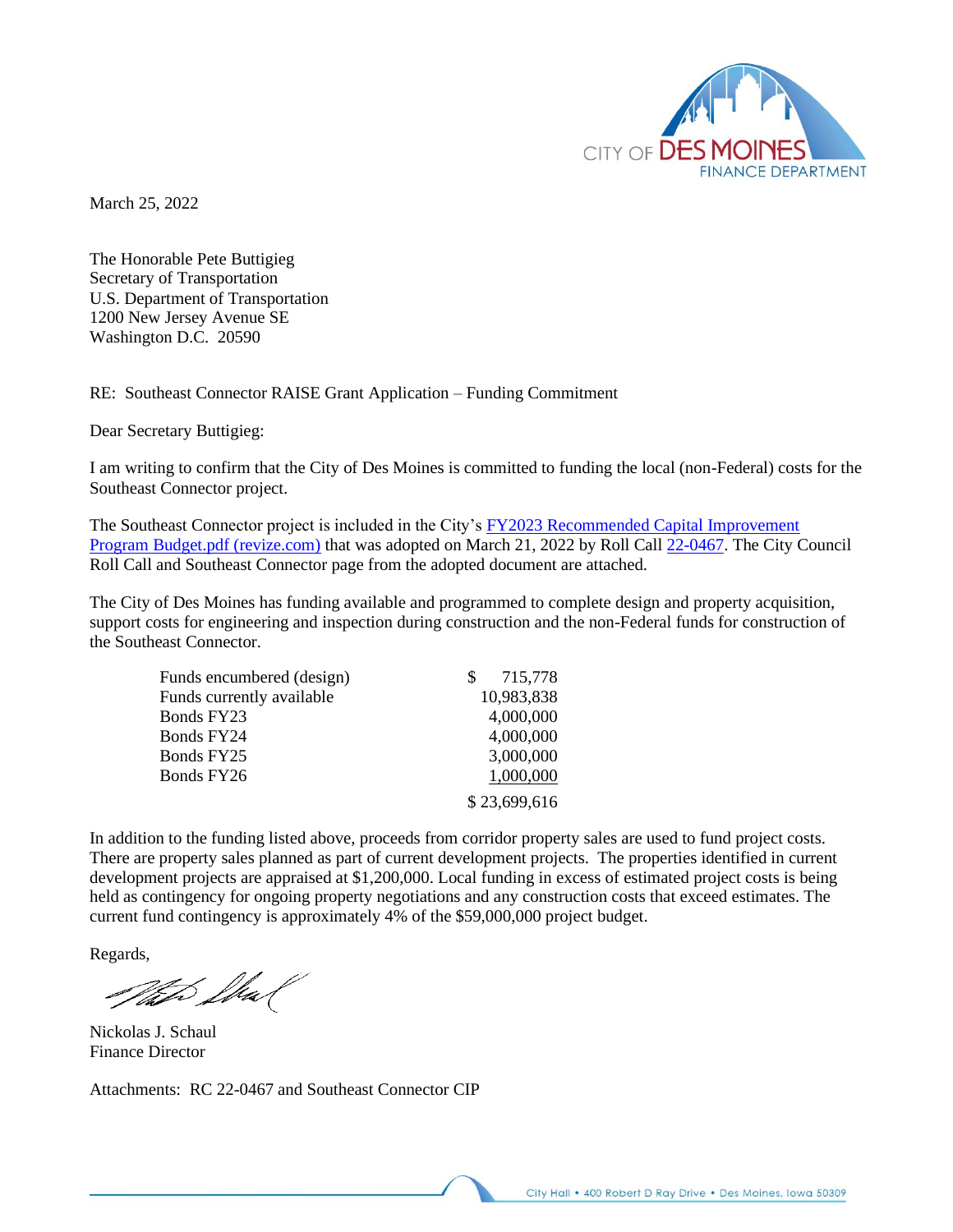March 25, 2022

The Honorable Pete Buttigieg
Secretary of Transportation
U.S. Department of Transportation
1200 New Jersey Avenue SE
Washington D.C. 20590

RE: Southeast Connector RAISE Grant Application – Funding Commitment

Dear Secretary Buttigieg:

I am writing to confirm that the City of Des Moines is committed to funding the local (non-Federal) costs for the Southeast Connector project.

The Southeast Connector project is included in the City's FY2023 Recommended Capital Improvement Program Budget.pdf (revize.com) that was adopted on March 21, 2022 by Roll Call 22-0467. The City Council Roll Call and Southeast Connector page from the adopted document are attached.

The City of Des Moines has funding available and programmed to complete design and property acquisition, support costs for engineering and inspection during construction and the non-Federal funds for construction of the Southeast Connector.

| | |
|---|---:|
| Funds encumbered (design) | $ 715,778 |
| Funds currently available | 10,983,838 |
| Bonds FY23 | 4,000,000 |
| Bonds FY24 | 4,000,000 |
| Bonds FY25 | 3,000,000 |
| Bonds FY26 | 1,000,000 |
| | $ 23,699,616 |

In addition to the funding listed above, proceeds from corridor property sales are used to fund project costs. There are property sales planned as part of current development projects. The properties identified in current development projects are appraised at $1,200,000. Local funding in excess of estimated project costs is being held as contingency for ongoing property negotiations and any construction costs that exceed estimates. The current fund contingency is approximately 4% of the $59,000,000 project budget.

Regards,

Nickolas J. Schaul
Finance Director

Attachments: RC 22-0467 and Southeast Connector CIP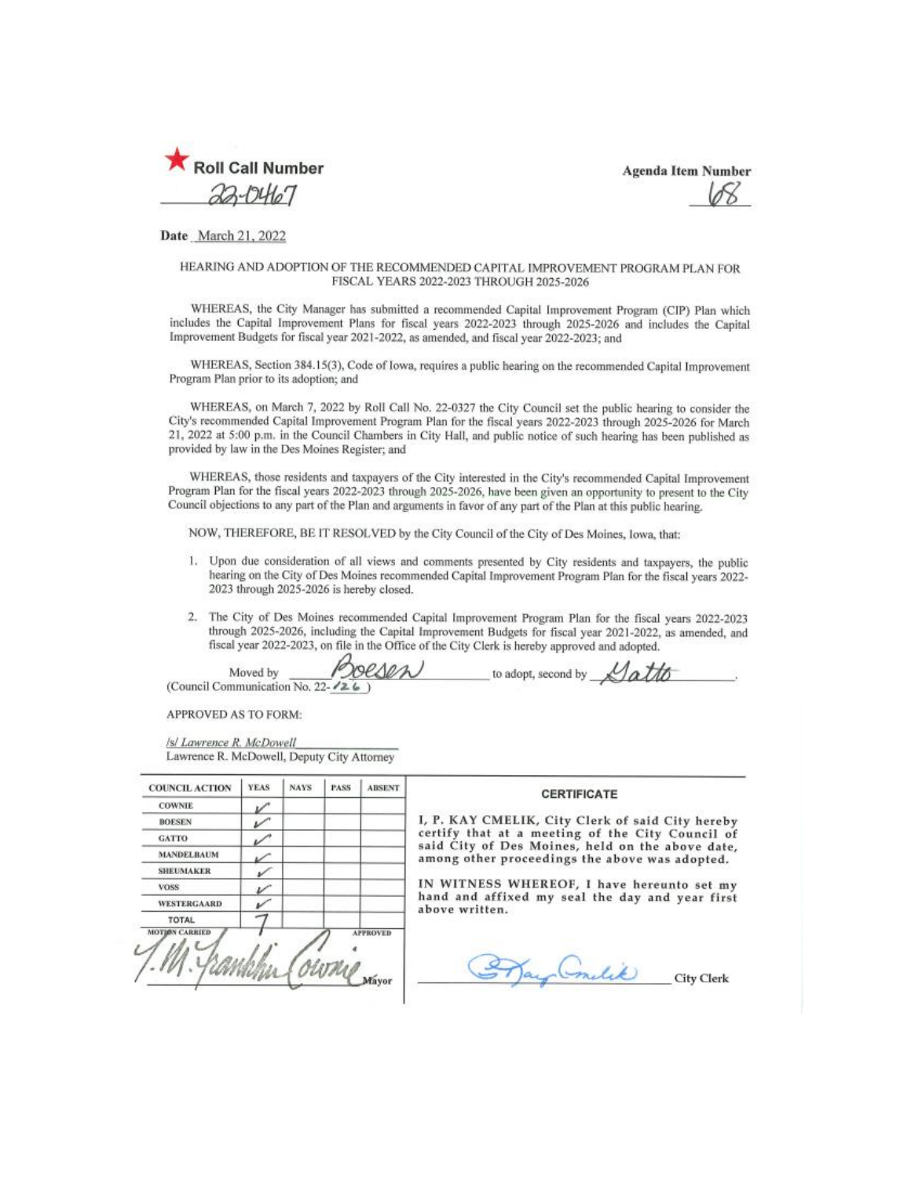★ **Roll Call Number**

22-0467

**Agenda Item Number**

68

**Date** March 21, 2022

HEARING AND ADOPTION OF THE RECOMMENDED CAPITAL IMPROVEMENT PROGRAM PLAN FOR FISCAL YEARS 2022-2023 THROUGH 2025-2026

WHEREAS, the City Manager has submitted a recommended Capital Improvement Program (CIP) Plan which includes the Capital Improvement Plans for fiscal years 2022-2023 through 2025-2026 and includes the Capital Improvement Budgets for fiscal year 2021-2022, as amended, and fiscal year 2022-2023; and

WHEREAS, Section 384.15(3), Code of Iowa, requires a public hearing on the recommended Capital Improvement Program Plan prior to its adoption; and

WHEREAS, on March 7, 2022 by Roll Call No. 22-0327 the City Council set the public hearing to consider the City's recommended Capital Improvement Program Plan for the fiscal years 2022-2023 through 2025-2026 for March 21, 2022 at 5:00 p.m. in the Council Chambers in City Hall, and public notice of such hearing has been published as provided by law in the Des Moines Register; and

WHEREAS, those residents and taxpayers of the City interested in the City's recommended Capital Improvement Program Plan for the fiscal years 2022-2023 through 2025-2026, have been given an opportunity to present to the City Council objections to any part of the Plan and arguments in favor of any part of the Plan at this public hearing.

NOW, THEREFORE, BE IT RESOLVED by the City Council of the City of Des Moines, Iowa, that:

1. Upon due consideration of all views and comments presented by City residents and taxpayers, the public hearing on the City of Des Moines recommended Capital Improvement Program Plan for the fiscal years 2022-2023 through 2025-2026 is hereby closed.
2. The City of Des Moines recommended Capital Improvement Program Plan for the fiscal years 2022-2023 through 2025-2026, including the Capital Improvement Budgets for fiscal year 2021-2022, as amended, and fiscal year 2022-2023, on file in the Office of the City Clerk is hereby approved and adopted.

Moved by Boesen to adopt, second by Gatto.
(Council Communication No. 22-126)

APPROVED AS TO FORM:

/s/ Lawrence R. McDowell
Lawrence R. McDowell, Deputy City Attorney

| COUNCIL ACTION | YEAS | NAYS | PASS | ABSENT |
|---|---|---|---|---|
| COWNIE | ✓ | | | |
| BOESEN | ✓ | | | |
| GATTO | ✓ | | | |
| MANDELBAUM | ✓ | | | |
| SHEUMAKER | ✓ | | | |
| VOSS | ✓ | | | |
| WESTERGAARD | ✓ | | | |
| TOTAL | 7 | | | |

MOTION CARRIED APPROVED

T.M. Franklin Cownie
Mayor

**CERTIFICATE**

I, P. KAY CMELIK, City Clerk of said City hereby certify that at a meeting of the City Council of said City of Des Moines, held on the above date, among other proceedings the above was adopted.

IN WITNESS WHEREOF, I have hereunto set my hand and affixed my seal the day and year first above written.

P. Kay Cmelik
City Clerk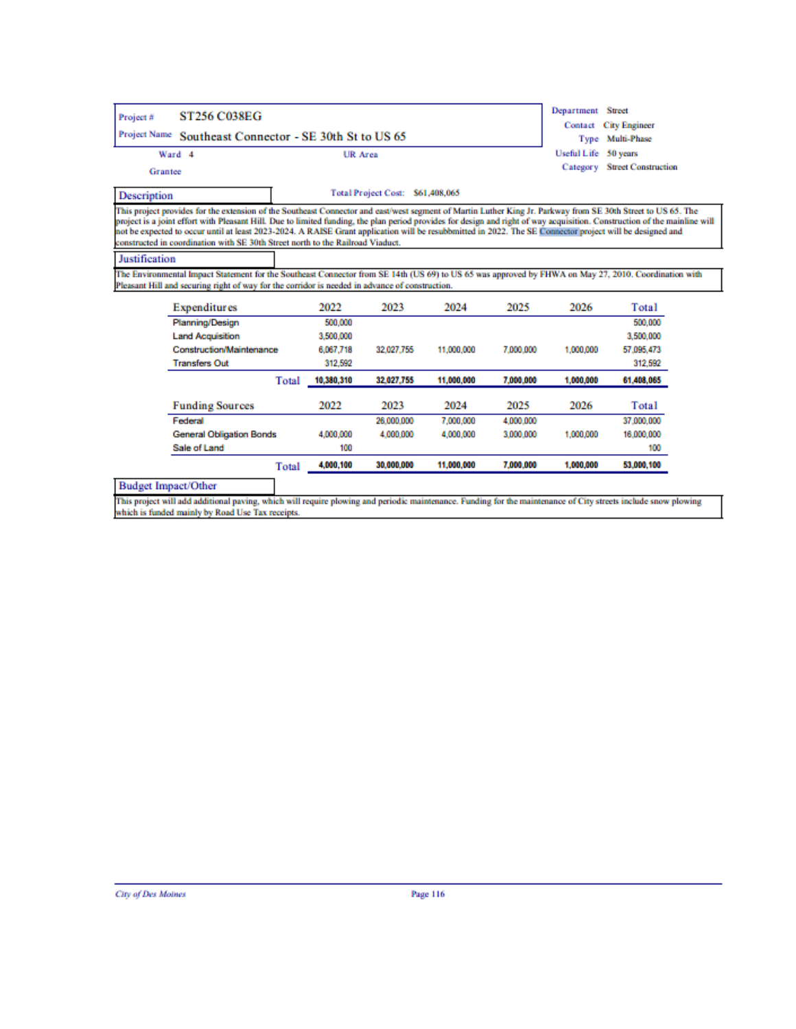| | | | |
|---|---|---|---|
| Project # | ST256 C038EG | Department | Street |
| Project Name | Southeast Connector - SE 30th St to US 65 | Contact | City Engineer |
| | | Type | Multi-Phase |
| Ward | 4 | Useful Life | 50 years |
| UR Area | | Category | Street Construction |
| Grantee | | | |

## Description

**Total Project Cost: $61,408,065**

This project provides for the extension of the Southeast Connector and east/west segment of Martin Luther King Jr. Parkway from SE 30th Street to US 65. The project is a joint effort with Pleasant Hill. Due to limited funding, the plan period provides for design and right of way acquisition. Construction of the mainline will not be expected to occur until at least 2023-2024. A RAISE Grant application will be resubmitted in 2022. The SE Connector project will be designed and constructed in coordination with SE 30th Street north to the Railroad Viaduct.

## Justification

The Environmental Impact Statement for the Southeast Connector from SE 14th (US 69) to US 65 was approved by FHWA on May 27, 2010. Coordination with Pleasant Hill and securing right of way for the corridor is needed in advance of construction.

| Expenditures | 2022 | 2023 | 2024 | 2025 | 2026 | Total |
|---|---|---|---|---|---|---|
| Planning/Design | 500,000 | | | | | 500,000 |
| Land Acquisition | 3,500,000 | | | | | 3,500,000 |
| Construction/Maintenance | 6,067,718 | 32,027,755 | 11,000,000 | 7,000,000 | 1,000,000 | 57,095,473 |
| Transfers Out | 312,592 | | | | | 312,592 |
| **Total** | **10,380,310** | **32,027,755** | **11,000,000** | **7,000,000** | **1,000,000** | **61,408,065** |

| Funding Sources | 2022 | 2023 | 2024 | 2025 | 2026 | Total |
|---|---|---|---|---|---|---|
| Federal | | 26,000,000 | 7,000,000 | 4,000,000 | | 37,000,000 |
| General Obligation Bonds | 4,000,000 | 4,000,000 | 4,000,000 | 3,000,000 | 1,000,000 | 16,000,000 |
| Sale of Land | 100 | | | | | 100 |
| **Total** | **4,000,100** | **30,000,000** | **11,000,000** | **7,000,000** | **1,000,000** | **53,000,100** |

## Budget Impact/Other

This project will add additional paving, which will require plowing and periodic maintenance. Funding for the maintenance of City streets include snow plowing which is funded mainly by Road Use Tax receipts.